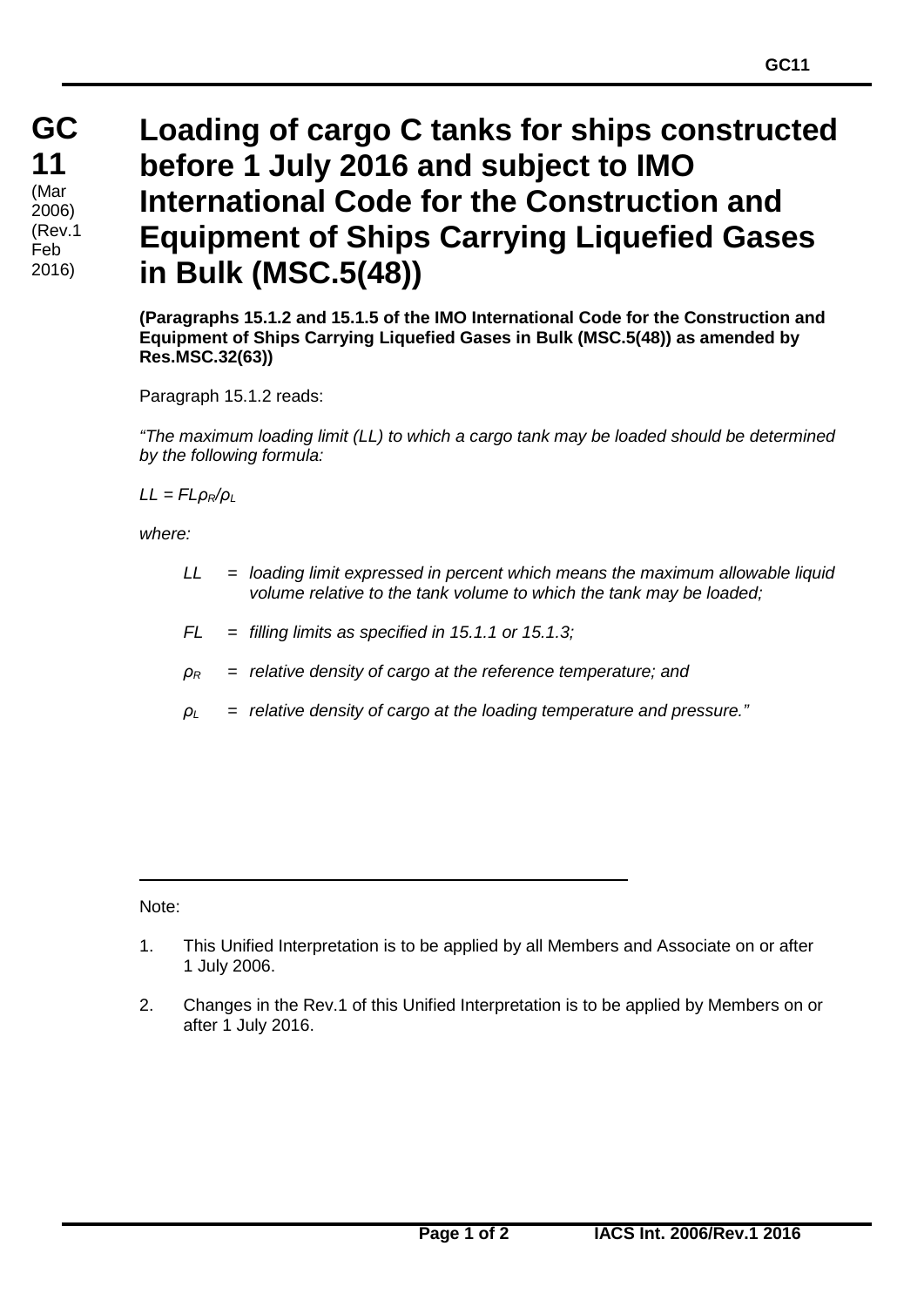**GC 11**
(Mar 2006)
(Rev.1 Feb 2016)

# Loading of cargo C tanks for ships constructed before 1 July 2016 and subject to IMO International Code for the Construction and Equipment of Ships Carrying Liquefied Gases in Bulk (MSC.5(48))

**(Paragraphs 15.1.2 and 15.1.5 of the IMO International Code for the Construction and Equipment of Ships Carrying Liquefied Gases in Bulk (MSC.5(48)) as amended by Res.MSC.32(63))**

Paragraph 15.1.2 reads:

*"The maximum loading limit (LL) to which a cargo tank may be loaded should be determined by the following formula:*

$LL = FL\rho_R/\rho_L$

*where:*

- $LL$ = *loading limit expressed in percent which means the maximum allowable liquid volume relative to the tank volume to which the tank may be loaded;*
- $FL$ = *filling limits as specified in 15.1.1 or 15.1.3;*
- $\rho_R$ = *relative density of cargo at the reference temperature; and*
- $\rho_L$ = *relative density of cargo at the loading temperature and pressure."*

---

Note:

1. This Unified Interpretation is to be applied by all Members and Associate on or after 1 July 2006.
2. Changes in the Rev.1 of this Unified Interpretation is to be applied by Members on or after 1 July 2016.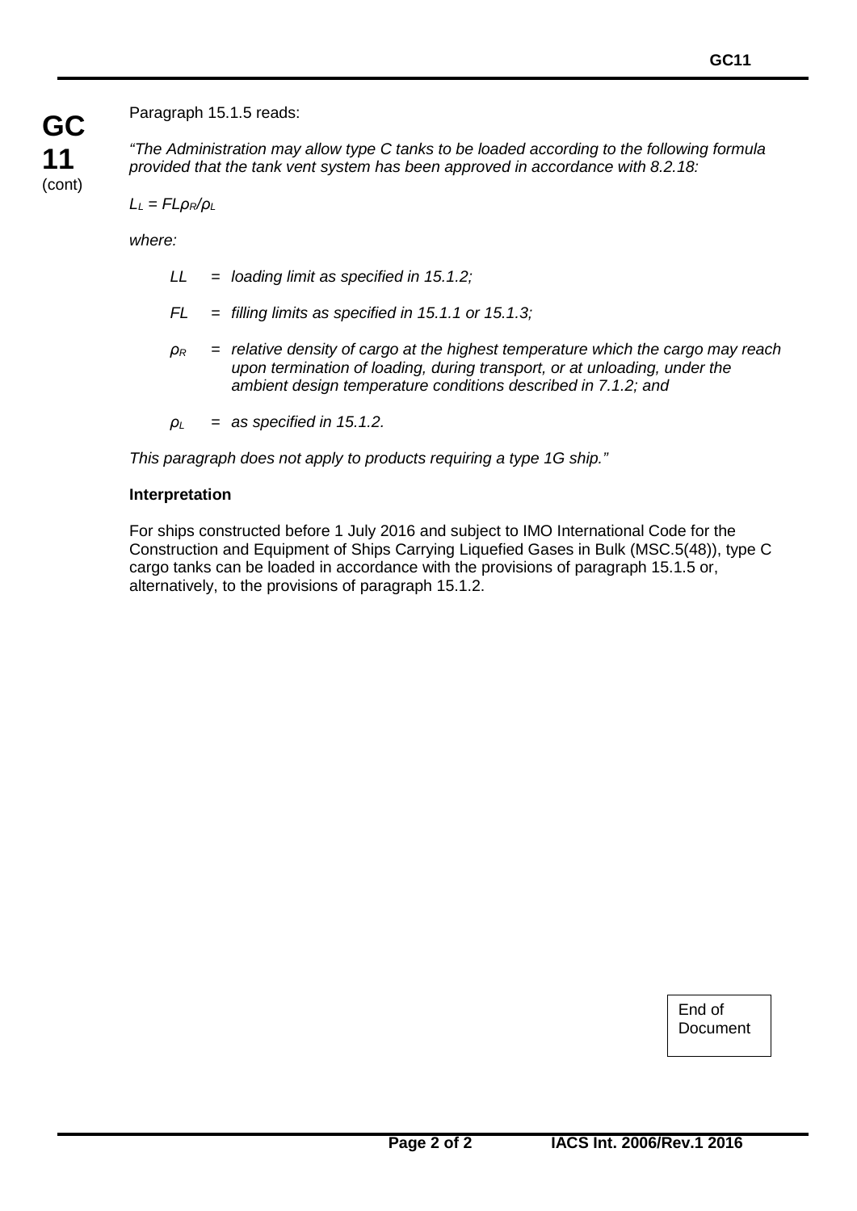Paragraph 15.1.5 reads:

*"The Administration may allow type C tanks to be loaded according to the following formula provided that the tank vent system has been approved in accordance with 8.2.18:*

$L_L = FL\rho_R/\rho_L$

*where:*

*LL = loading limit as specified in 15.1.2;*

*FL = filling limits as specified in 15.1.1 or 15.1.3;*

*$\rho_R$ = relative density of cargo at the highest temperature which the cargo may reach upon termination of loading, during transport, or at unloading, under the ambient design temperature conditions described in 7.1.2; and*

*$\rho_L$ = as specified in 15.1.2.*

*This paragraph does not apply to products requiring a type 1G ship."*

**Interpretation**

For ships constructed before 1 July 2016 and subject to IMO International Code for the Construction and Equipment of Ships Carrying Liquefied Gases in Bulk (MSC.5(48)), type C cargo tanks can be loaded in accordance with the provisions of paragraph 15.1.5 or, alternatively, to the provisions of paragraph 15.1.2.

End of Document